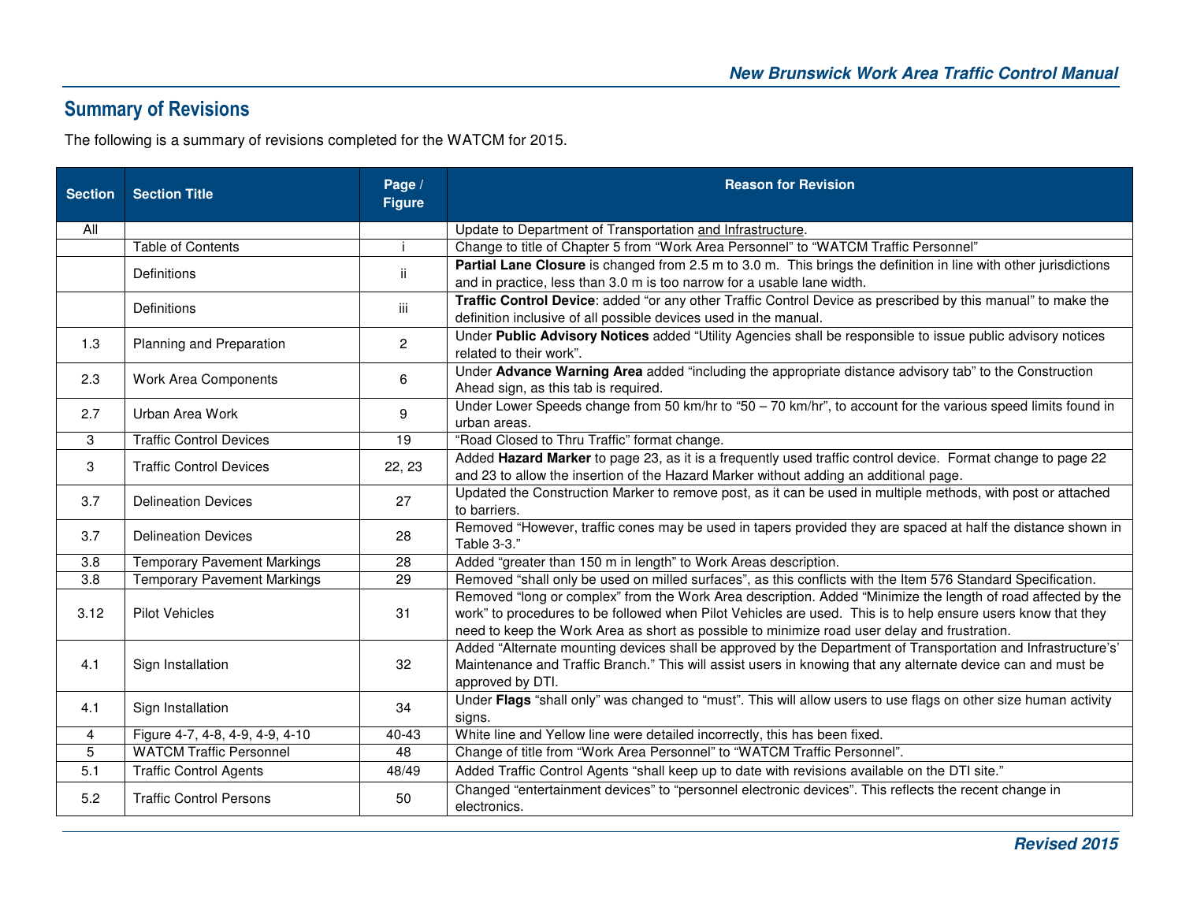## Summary of Revisions

The following is a summary of revisions completed for the WATCM for 2015.

| Section | Section Title | Page / Figure | Reason for Revision |
|---|---|---|---|
| All | | | Update to Department of Transportation and Infrastructure. |
| | Table of Contents | i | Change to title of Chapter 5 from "Work Area Personnel" to "WATCM Traffic Personnel" |
| | Definitions | ii | **Partial Lane Closure** is changed from 2.5 m to 3.0 m. This brings the definition in line with other jurisdictions and in practice, less than 3.0 m is too narrow for a usable lane width. |
| | Definitions | iii | **Traffic Control Device**: added "or any other Traffic Control Device as prescribed by this manual" to make the definition inclusive of all possible devices used in the manual. |
| 1.3 | Planning and Preparation | 2 | Under **Public Advisory Notices** added "Utility Agencies shall be responsible to issue public advisory notices related to their work". |
| 2.3 | Work Area Components | 6 | Under **Advance Warning Area** added "including the appropriate distance advisory tab" to the Construction Ahead sign, as this tab is required. |
| 2.7 | Urban Area Work | 9 | Under Lower Speeds change from 50 km/hr to "50 – 70 km/hr", to account for the various speed limits found in urban areas. |
| 3 | Traffic Control Devices | 19 | "Road Closed to Thru Traffic" format change. |
| 3 | Traffic Control Devices | 22, 23 | Added **Hazard Marker** to page 23, as it is a frequently used traffic control device. Format change to page 22 and 23 to allow the insertion of the Hazard Marker without adding an additional page. |
| 3.7 | Delineation Devices | 27 | Updated the Construction Marker to remove post, as it can be used in multiple methods, with post or attached to barriers. |
| 3.7 | Delineation Devices | 28 | Removed "However, traffic cones may be used in tapers provided they are spaced at half the distance shown in Table 3-3." |
| 3.8 | Temporary Pavement Markings | 28 | Added "greater than 150 m in length" to Work Areas description. |
| 3.8 | Temporary Pavement Markings | 29 | Removed "shall only be used on milled surfaces", as this conflicts with the Item 576 Standard Specification. |
| 3.12 | Pilot Vehicles | 31 | Removed "long or complex" from the Work Area description. Added "Minimize the length of road affected by the work" to procedures to be followed when Pilot Vehicles are used. This is to help ensure users know that they need to keep the Work Area as short as possible to minimize road user delay and frustration. |
| 4.1 | Sign Installation | 32 | Added "Alternate mounting devices shall be approved by the Department of Transportation and Infrastructure's' Maintenance and Traffic Branch." This will assist users in knowing that any alternate device can and must be approved by DTI. |
| 4.1 | Sign Installation | 34 | Under **Flags** "shall only" was changed to "must". This will allow users to use flags on other size human activity signs. |
| 4 | Figure 4-7, 4-8, 4-9, 4-9, 4-10 | 40-43 | White line and Yellow line were detailed incorrectly, this has been fixed. |
| 5 | WATCM Traffic Personnel | 48 | Change of title from "Work Area Personnel" to "WATCM Traffic Personnel". |
| 5.1 | Traffic Control Agents | 48/49 | Added Traffic Control Agents "shall keep up to date with revisions available on the DTI site." |
| 5.2 | Traffic Control Persons | 50 | Changed "entertainment devices" to "personnel electronic devices". This reflects the recent change in electronics. |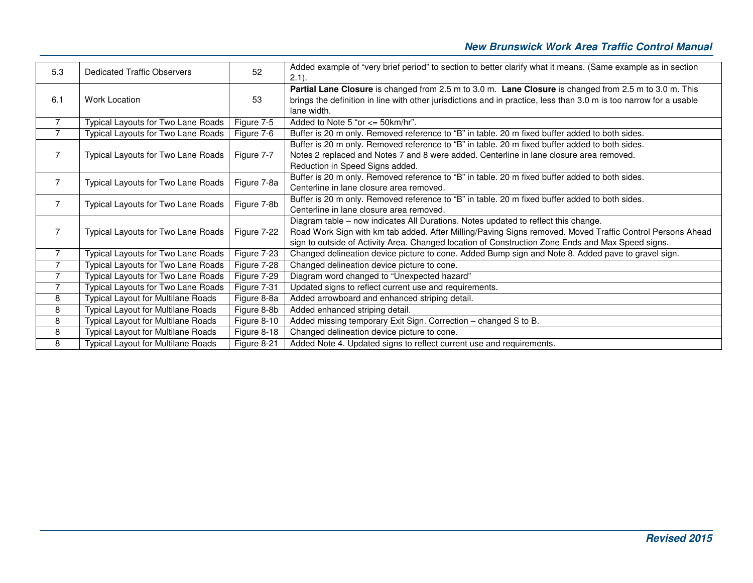| | | | |
|---|---|---|---|
| 5.3 | Dedicated Traffic Observers | 52 | Added example of “very brief period” to section to better clarify what it means. (Same example as in section 2.1). |
| 6.1 | Work Location | 53 | **Partial Lane Closure** is changed from 2.5 m to 3.0 m. **Lane Closure** is changed from 2.5 m to 3.0 m. This brings the definition in line with other jurisdictions and in practice, less than 3.0 m is too narrow for a usable lane width. |
| 7 | Typical Layouts for Two Lane Roads | Figure 7-5 | Added to Note 5 “or <= 50km/hr”. |
| 7 | Typical Layouts for Two Lane Roads | Figure 7-6 | Buffer is 20 m only. Removed reference to “B” in table. 20 m fixed buffer added to both sides. |
| 7 | Typical Layouts for Two Lane Roads | Figure 7-7 | Buffer is 20 m only. Removed reference to “B” in table. 20 m fixed buffer added to both sides. Notes 2 replaced and Notes 7 and 8 were added. Centerline in lane closure area removed. Reduction in Speed Signs added. |
| 7 | Typical Layouts for Two Lane Roads | Figure 7-8a | Buffer is 20 m only. Removed reference to “B” in table. 20 m fixed buffer added to both sides. Centerline in lane closure area removed. |
| 7 | Typical Layouts for Two Lane Roads | Figure 7-8b | Buffer is 20 m only. Removed reference to “B” in table. 20 m fixed buffer added to both sides. Centerline in lane closure area removed. |
| 7 | Typical Layouts for Two Lane Roads | Figure 7-22 | Diagram table – now indicates All Durations. Notes updated to reflect this change. Road Work Sign with km tab added. After Milling/Paving Signs removed. Moved Traffic Control Persons Ahead sign to outside of Activity Area. Changed location of Construction Zone Ends and Max Speed signs. |
| 7 | Typical Layouts for Two Lane Roads | Figure 7-23 | Changed delineation device picture to cone. Added Bump sign and Note 8. Added pave to gravel sign. |
| 7 | Typical Layouts for Two Lane Roads | Figure 7-28 | Changed delineation device picture to cone. |
| 7 | Typical Layouts for Two Lane Roads | Figure 7-29 | Diagram word changed to “Unexpected hazard” |
| 7 | Typical Layouts for Two Lane Roads | Figure 7-31 | Updated signs to reflect current use and requirements. |
| 8 | Typical Layout for Multilane Roads | Figure 8-8a | Added arrowboard and enhanced striping detail. |
| 8 | Typical Layout for Multilane Roads | Figure 8-8b | Added enhanced striping detail. |
| 8 | Typical Layout for Multilane Roads | Figure 8-10 | Added missing temporary Exit Sign. Correction – changed S to B. |
| 8 | Typical Layout for Multilane Roads | Figure 8-18 | Changed delineation device picture to cone. |
| 8 | Typical Layout for Multilane Roads | Figure 8-21 | Added Note 4. Updated signs to reflect current use and requirements. |